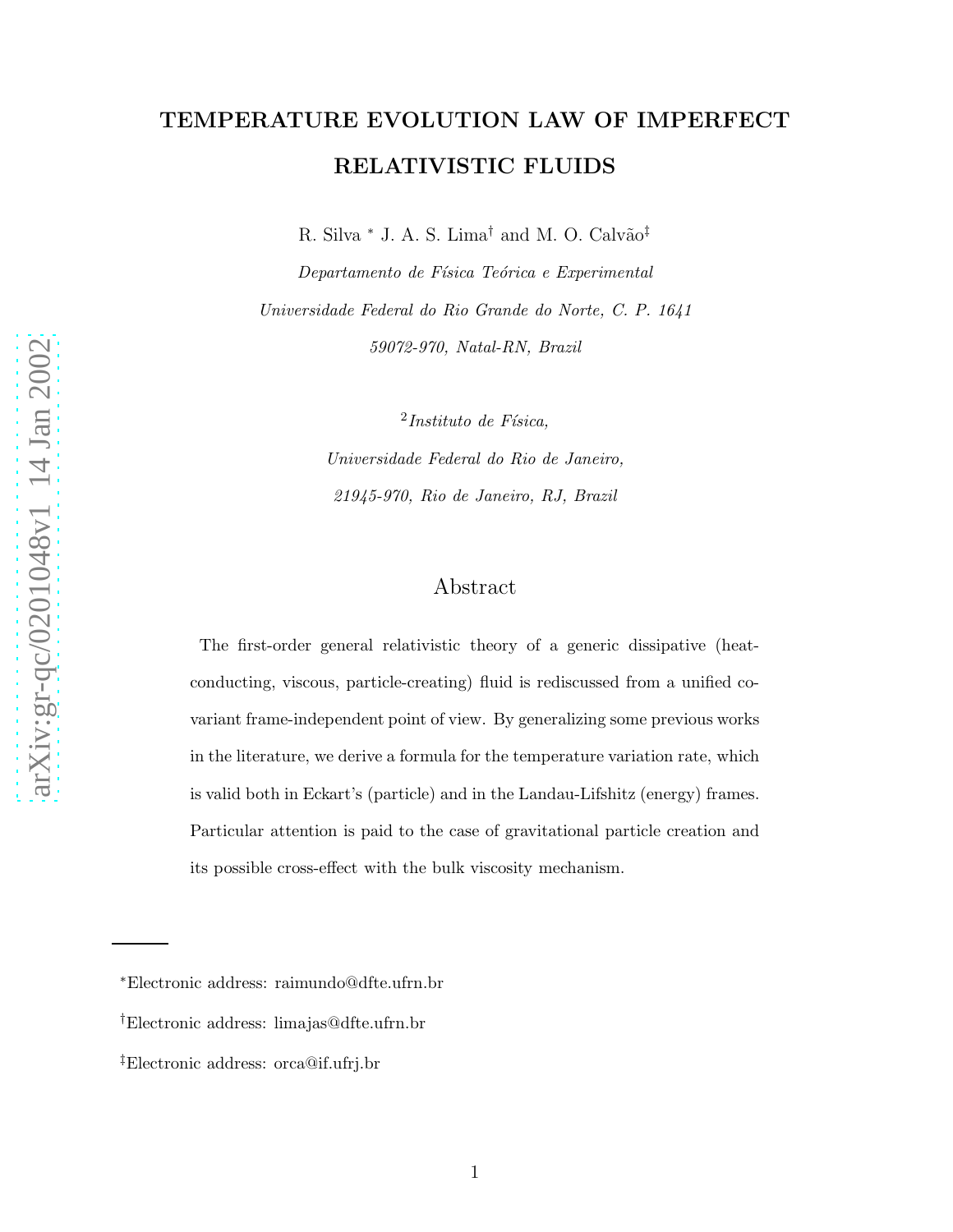# TEMPERATURE EVOLUTION LAW OF IMPERFECT RELATIVISTIC FLUIDS

R. Silva [*] J. A. S. Lima[†] and M. O. Calvão[‡]

*Departamento de Física Teórica e Experimental*

*Universidade Federal do Rio Grande do Norte, C. P. 1641*

*59072-970, Natal-RN, Brazil*

[2] *Instituto de Física,*

*Universidade Federal do Rio de Janeiro,*

*21945-970, Rio de Janeiro, RJ, Brazil*

## Abstract

The first-order general relativistic theory of a generic dissipative (heat-conducting, viscous, particle-creating) fluid is rediscussed from a unified covariant frame-independent point of view. By generalizing some previous works in the literature, we derive a formula for the temperature variation rate, which is valid both in Eckart's (particle) and in the Landau-Lifshitz (energy) frames. Particular attention is paid to the case of gravitational particle creation and its possible cross-effect with the bulk viscosity mechanism.

---

[*] Electronic address: raimundo@dfte.ufrn.br

[†] Electronic address: limajas@dfte.ufrn.br

[‡] Electronic address: orca@if.ufrj.br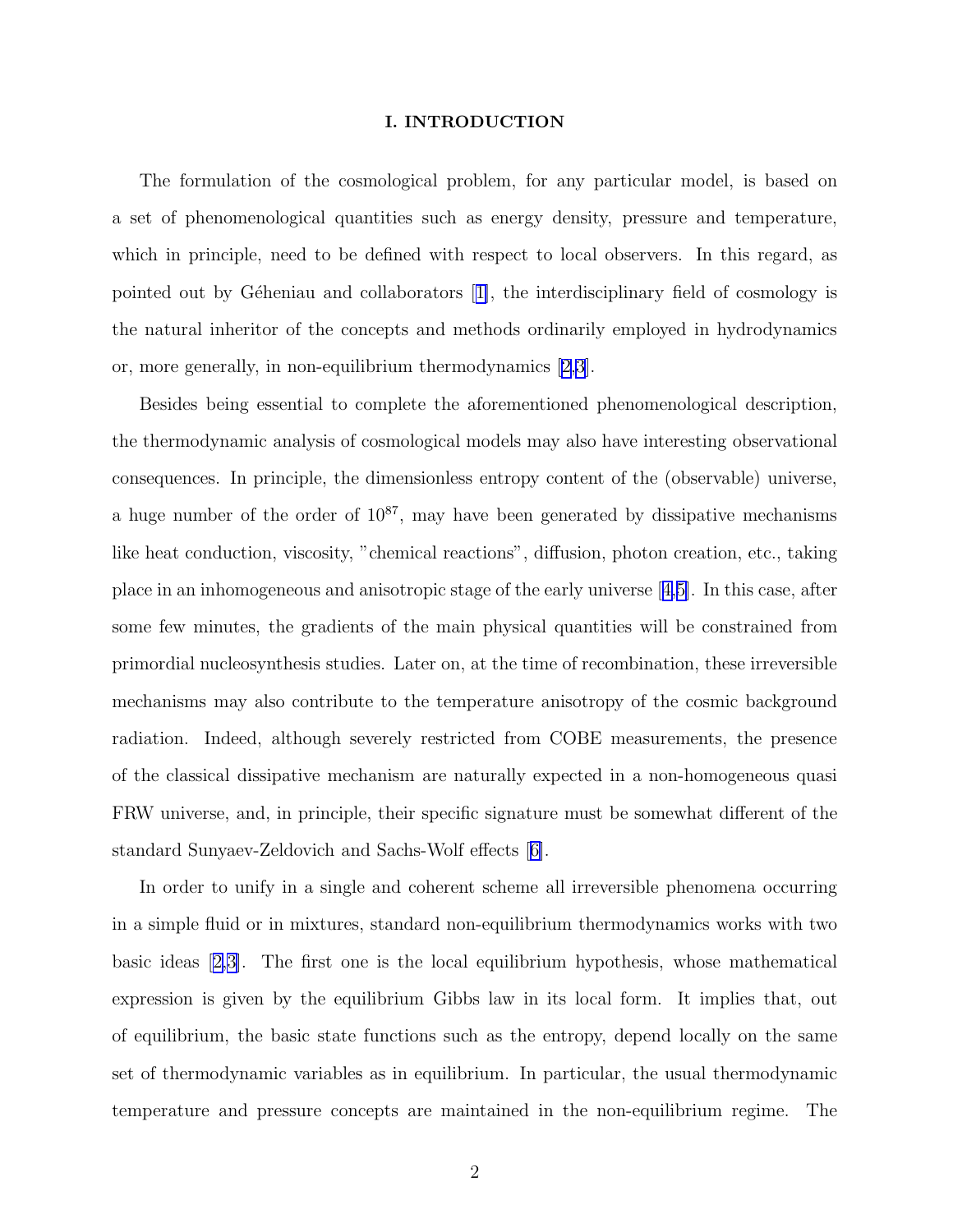## I. INTRODUCTION

The formulation of the cosmological problem, for any particular model, is based on a set of phenomenological quantities such as energy density, pressure and temperature, which in principle, need to be defined with respect to local observers. In this regard, as pointed out by Géheniau and collaborators [1], the interdisciplinary field of cosmology is the natural inheritor of the concepts and methods ordinarily employed in hydrodynamics or, more generally, in non-equilibrium thermodynamics [2,3].

Besides being essential to complete the aforementioned phenomenological description, the thermodynamic analysis of cosmological models may also have interesting observational consequences. In principle, the dimensionless entropy content of the (observable) universe, a huge number of the order of $10^{87}$, may have been generated by dissipative mechanisms like heat conduction, viscosity, "chemical reactions", diffusion, photon creation, etc., taking place in an inhomogeneous and anisotropic stage of the early universe [4,5]. In this case, after some few minutes, the gradients of the main physical quantities will be constrained from primordial nucleosynthesis studies. Later on, at the time of recombination, these irreversible mechanisms may also contribute to the temperature anisotropy of the cosmic background radiation. Indeed, although severely restricted from COBE measurements, the presence of the classical dissipative mechanism are naturally expected in a non-homogeneous quasi FRW universe, and, in principle, their specific signature must be somewhat different of the standard Sunyaev-Zeldovich and Sachs-Wolf effects [6].

In order to unify in a single and coherent scheme all irreversible phenomena occurring in a simple fluid or in mixtures, standard non-equilibrium thermodynamics works with two basic ideas [2,3]. The first one is the local equilibrium hypothesis, whose mathematical expression is given by the equilibrium Gibbs law in its local form. It implies that, out of equilibrium, the basic state functions such as the entropy, depend locally on the same set of thermodynamic variables as in equilibrium. In particular, the usual thermodynamic temperature and pressure concepts are maintained in the non-equilibrium regime. The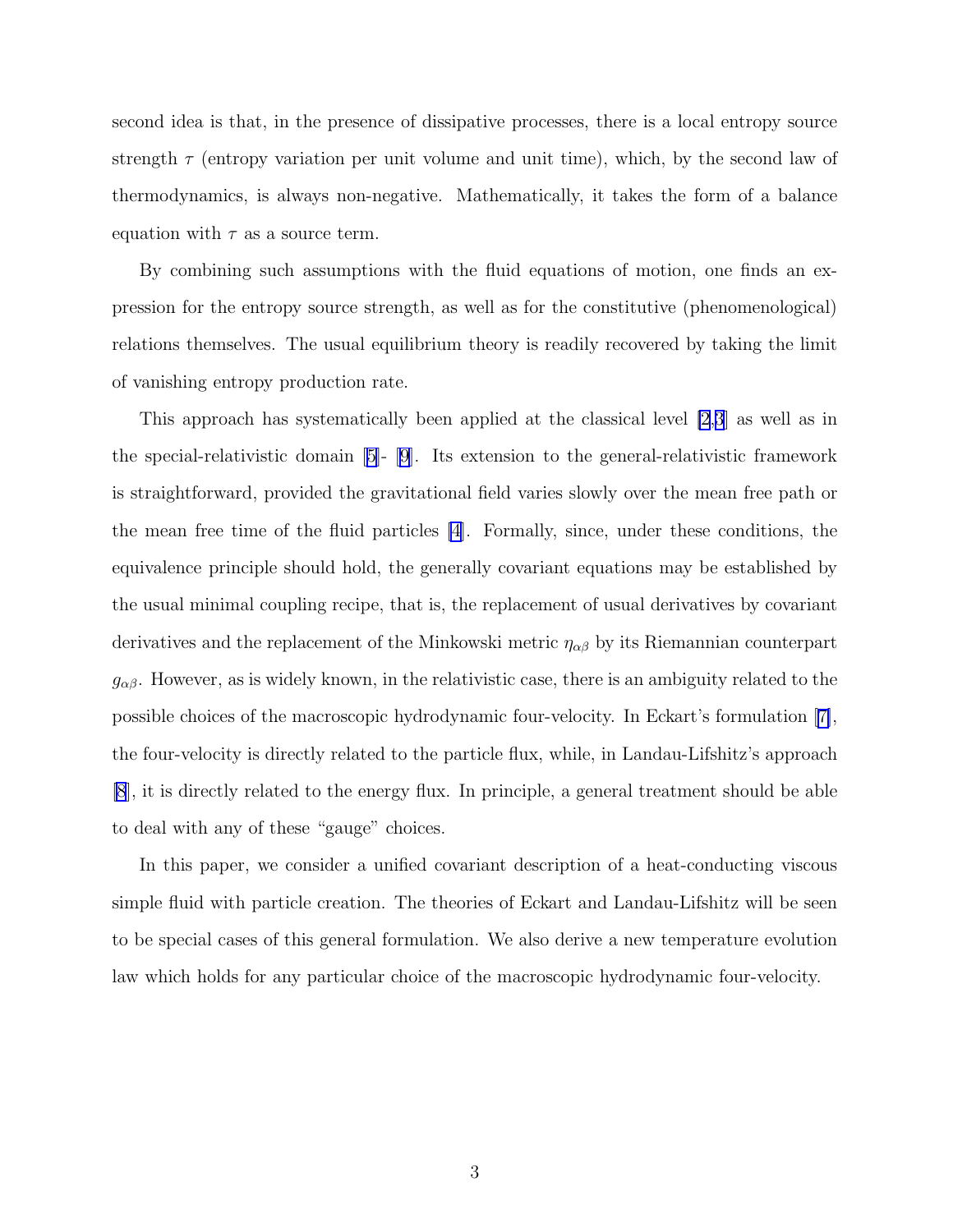second idea is that, in the presence of dissipative processes, there is a local entropy source strength $\tau$ (entropy variation per unit volume and unit time), which, by the second law of thermodynamics, is always non-negative. Mathematically, it takes the form of a balance equation with $\tau$ as a source term.

By combining such assumptions with the fluid equations of motion, one finds an expression for the entropy source strength, as well as for the constitutive (phenomenological) relations themselves. The usual equilibrium theory is readily recovered by taking the limit of vanishing entropy production rate.

This approach has systematically been applied at the classical level [2,3] as well as in the special-relativistic domain [5]- [9]. Its extension to the general-relativistic framework is straightforward, provided the gravitational field varies slowly over the mean free path or the mean free time of the fluid particles [4]. Formally, since, under these conditions, the equivalence principle should hold, the generally covariant equations may be established by the usual minimal coupling recipe, that is, the replacement of usual derivatives by covariant derivatives and the replacement of the Minkowski metric $\eta_{\alpha\beta}$ by its Riemannian counterpart $g_{\alpha\beta}$. However, as is widely known, in the relativistic case, there is an ambiguity related to the possible choices of the macroscopic hydrodynamic four-velocity. In Eckart's formulation [7], the four-velocity is directly related to the particle flux, while, in Landau-Lifshitz's approach [8], it is directly related to the energy flux. In principle, a general treatment should be able to deal with any of these "gauge" choices.

In this paper, we consider a unified covariant description of a heat-conducting viscous simple fluid with particle creation. The theories of Eckart and Landau-Lifshitz will be seen to be special cases of this general formulation. We also derive a new temperature evolution law which holds for any particular choice of the macroscopic hydrodynamic four-velocity.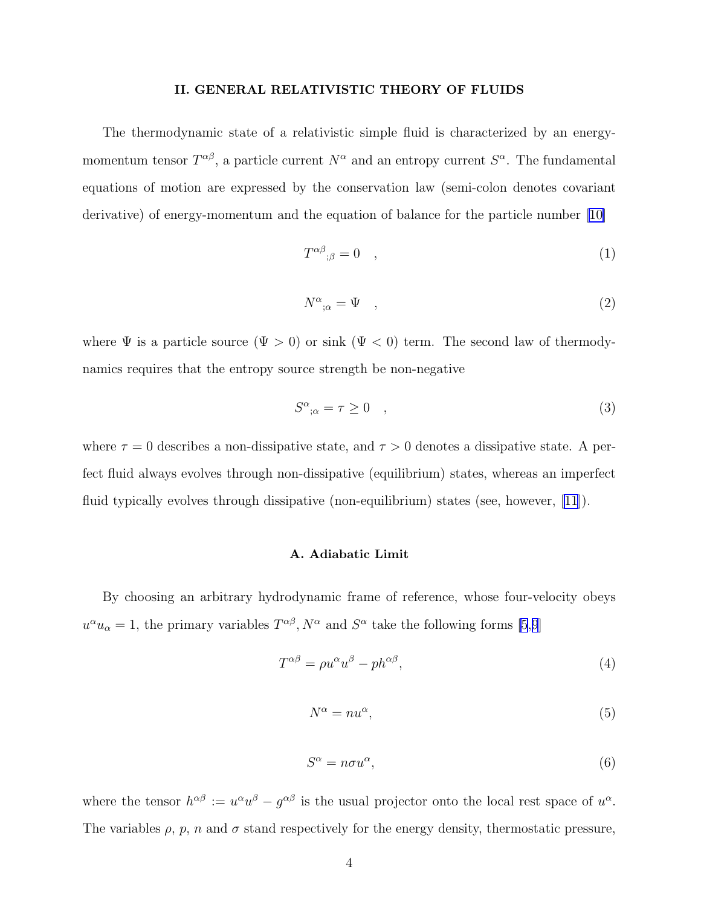## II. GENERAL RELATIVISTIC THEORY OF FLUIDS

The thermodynamic state of a relativistic simple fluid is characterized by an energy-momentum tensor $T^{\alpha\beta}$, a particle current $N^{\alpha}$ and an entropy current $S^{\alpha}$. The fundamental equations of motion are expressed by the conservation law (semi-colon denotes covariant derivative) of energy-momentum and the equation of balance for the particle number [10]

$$T^{\alpha\beta}{}_{;\beta} = 0 \quad , \tag{1}$$

$$N^{\alpha}{}_{;\alpha} = \Psi \quad , \tag{2}$$

where $\Psi$ is a particle source ($\Psi > 0$) or sink ($\Psi < 0$) term. The second law of thermodynamics requires that the entropy source strength be non-negative

$$S^{\alpha}{}_{;\alpha} = \tau \geq 0 \quad , \tag{3}$$

where $\tau = 0$ describes a non-dissipative state, and $\tau > 0$ denotes a dissipative state. A perfect fluid always evolves through non-dissipative (equilibrium) states, whereas an imperfect fluid typically evolves through dissipative (non-equilibrium) states (see, however, [11]).

### A. Adiabatic Limit

By choosing an arbitrary hydrodynamic frame of reference, whose four-velocity obeys $u^{\alpha}u_{\alpha} = 1$, the primary variables $T^{\alpha\beta}, N^{\alpha}$ and $S^{\alpha}$ take the following forms [5,9]

$$T^{\alpha\beta} = \rho u^{\alpha}u^{\beta} - p h^{\alpha\beta}, \tag{4}$$

$$N^{\alpha} = n u^{\alpha}, \tag{5}$$

$$S^{\alpha} = n\sigma u^{\alpha}, \tag{6}$$

where the tensor $h^{\alpha\beta} := u^{\alpha}u^{\beta} - g^{\alpha\beta}$ is the usual projector onto the local rest space of $u^{\alpha}$. The variables $\rho$, $p$, $n$ and $\sigma$ stand respectively for the energy density, thermostatic pressure,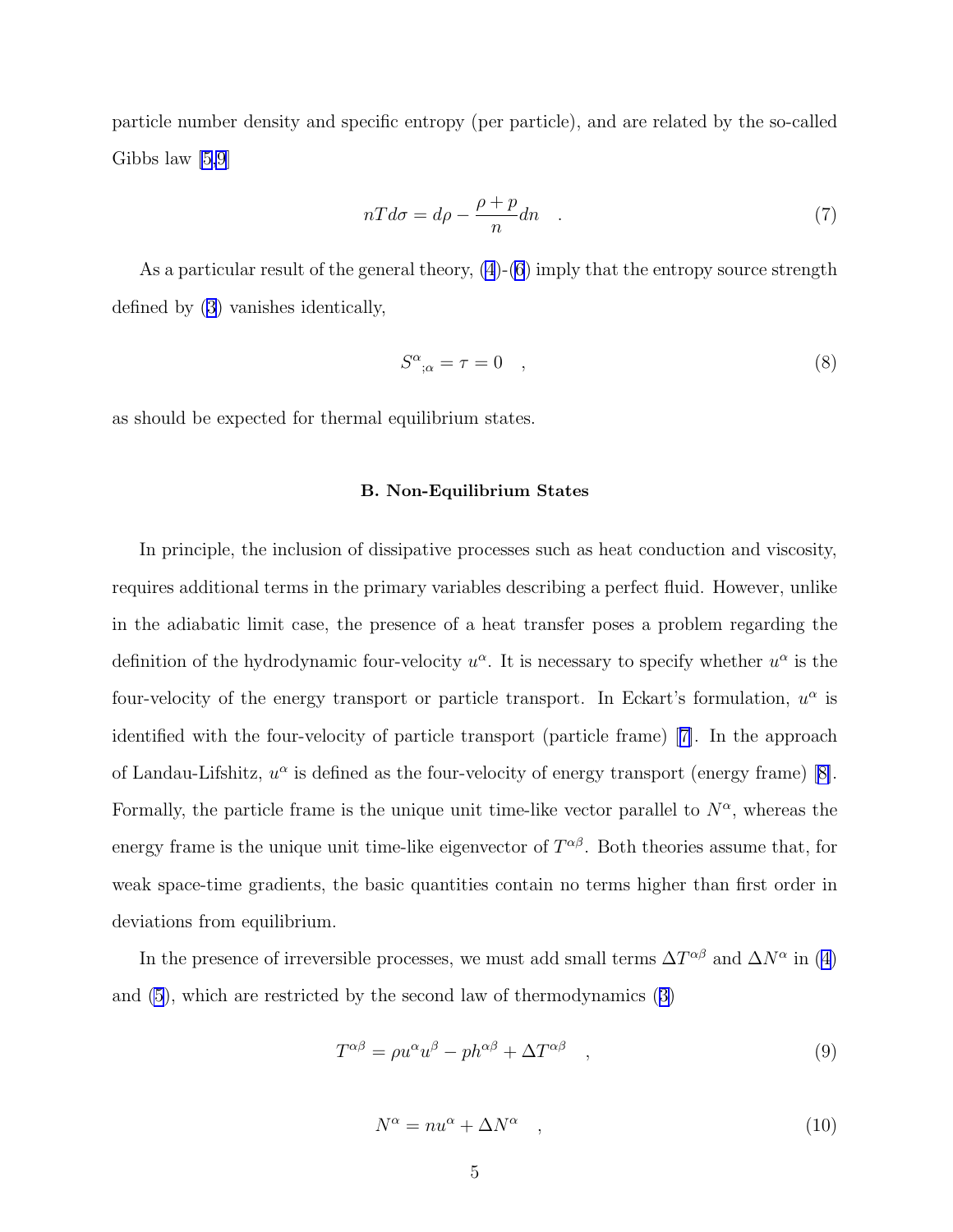particle number density and specific entropy (per particle), and are related by the so-called Gibbs law [5,9]

$$nT d\sigma = d\rho - \frac{\rho + p}{n} dn \quad . \tag{7}$$

As a particular result of the general theory, (4)-(6) imply that the entropy source strength defined by (3) vanishes identically,

$$S^{\alpha}{}_{;\alpha} = \tau = 0 \quad , \tag{8}$$

as should be expected for thermal equilibrium states.

### B. Non-Equilibrium States

In principle, the inclusion of dissipative processes such as heat conduction and viscosity, requires additional terms in the primary variables describing a perfect fluid. However, unlike in the adiabatic limit case, the presence of a heat transfer poses a problem regarding the definition of the hydrodynamic four-velocity $u^{\alpha}$. It is necessary to specify whether $u^{\alpha}$ is the four-velocity of the energy transport or particle transport. In Eckart's formulation, $u^{\alpha}$ is identified with the four-velocity of particle transport (particle frame) [7]. In the approach of Landau-Lifshitz, $u^{\alpha}$ is defined as the four-velocity of energy transport (energy frame) [8]. Formally, the particle frame is the unique unit time-like vector parallel to $N^{\alpha}$, whereas the energy frame is the unique unit time-like eigenvector of $T^{\alpha\beta}$. Both theories assume that, for weak space-time gradients, the basic quantities contain no terms higher than first order in deviations from equilibrium.

In the presence of irreversible processes, we must add small terms $\Delta T^{\alpha\beta}$ and $\Delta N^{\alpha}$ in (4) and (5), which are restricted by the second law of thermodynamics (3)

$$T^{\alpha\beta} = \rho u^{\alpha} u^{\beta} - p h^{\alpha\beta} + \Delta T^{\alpha\beta} \quad , \tag{9}$$

$$N^{\alpha} = n u^{\alpha} + \Delta N^{\alpha} \quad , \tag{10}$$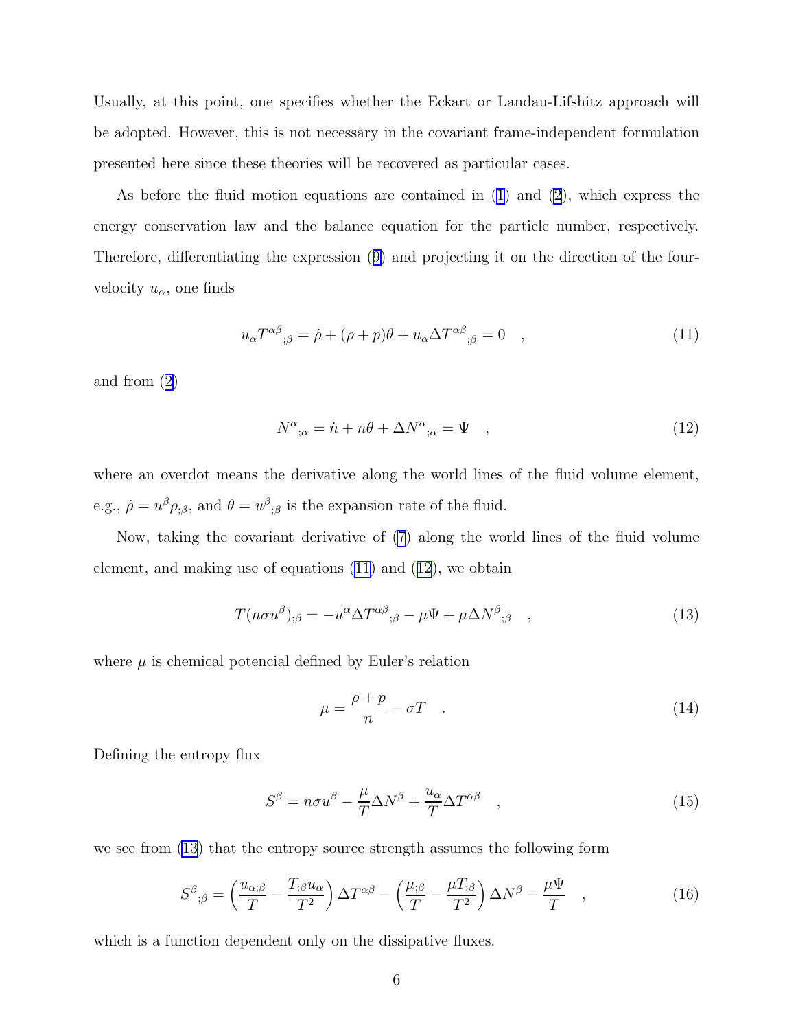Usually, at this point, one specifies whether the Eckart or Landau-Lifshitz approach will be adopted. However, this is not necessary in the covariant frame-independent formulation presented here since these theories will be recovered as particular cases.

As before the fluid motion equations are contained in (1) and (2), which express the energy conservation law and the balance equation for the particle number, respectively. Therefore, differentiating the expression (9) and projecting it on the direction of the four-velocity $u_\alpha$, one finds

$$u_\alpha T^{\alpha\beta}{}_{;\beta} = \dot{\rho} + (\rho + p)\theta + u_\alpha \Delta T^{\alpha\beta}{}_{;\beta} = 0 \quad , \tag{11}$$

and from (2)

$$N^\alpha{}_{;\alpha} = \dot{n} + n\theta + \Delta N^\alpha{}_{;\alpha} = \Psi \quad , \tag{12}$$

where an overdot means the derivative along the world lines of the fluid volume element, e.g., $\dot{\rho} = u^\beta \rho_{;\beta}$, and $\theta = u^\beta{}_{;\beta}$ is the expansion rate of the fluid.

Now, taking the covariant derivative of (7) along the world lines of the fluid volume element, and making use of equations (11) and (12), we obtain

$$T(n\sigma u^\beta)_{;\beta} = -u^\alpha \Delta T^{\alpha\beta}{}_{;\beta} - \mu\Psi + \mu \Delta N^\beta{}_{;\beta} \quad , \tag{13}$$

where $\mu$ is chemical potencial defined by Euler's relation

$$\mu = \frac{\rho + p}{n} - \sigma T \quad . \tag{14}$$

Defining the entropy flux

$$S^\beta = n\sigma u^\beta - \frac{\mu}{T}\Delta N^\beta + \frac{u_\alpha}{T}\Delta T^{\alpha\beta} \quad , \tag{15}$$

we see from (13) that the entropy source strength assumes the following form

$$S^\beta{}_{;\beta} = \left(\frac{u_{\alpha;\beta}}{T} - \frac{T_{;\beta}u_\alpha}{T^2}\right)\Delta T^{\alpha\beta} - \left(\frac{\mu_{;\beta}}{T} - \frac{\mu T_{;\beta}}{T^2}\right)\Delta N^\beta - \frac{\mu\Psi}{T} \quad , \tag{16}$$

which is a function dependent only on the dissipative fluxes.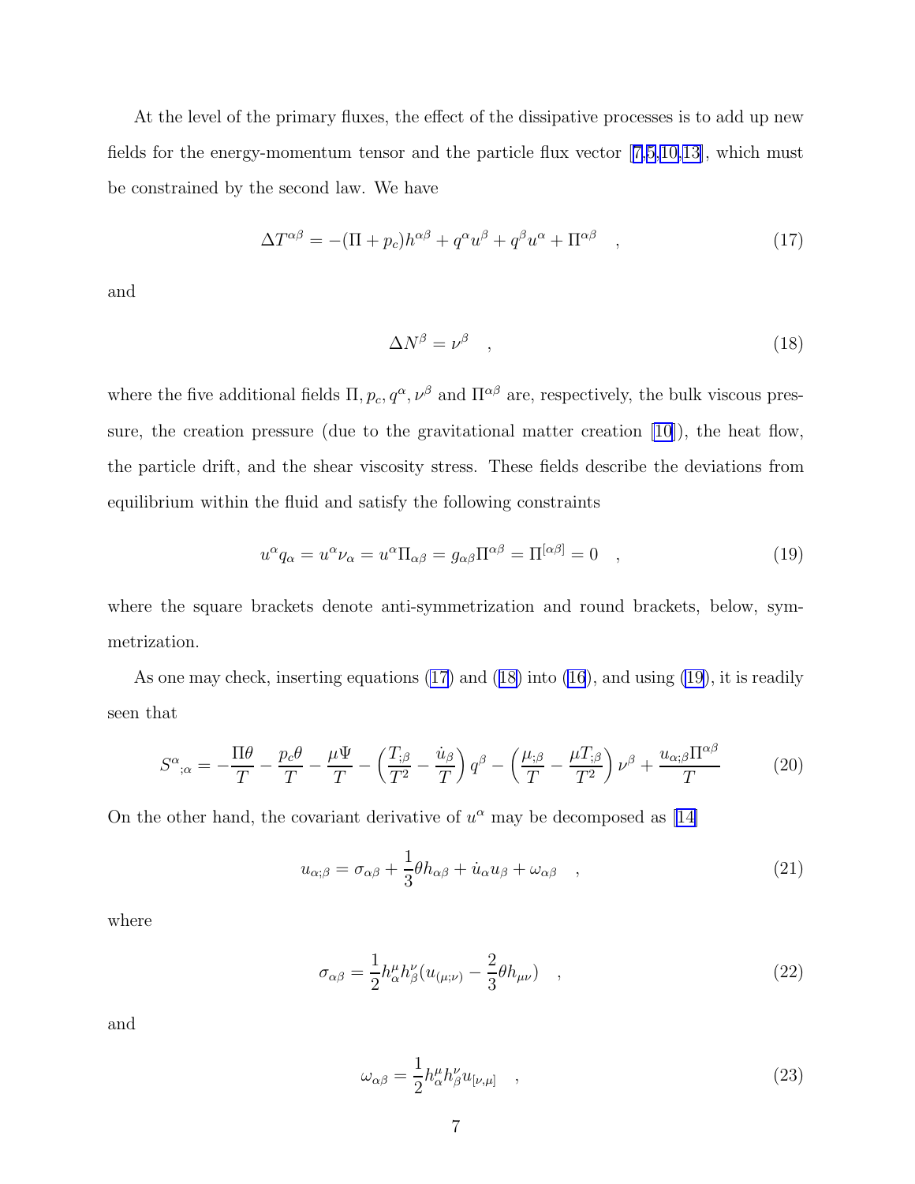At the level of the primary fluxes, the effect of the dissipative processes is to add up new fields for the energy-momentum tensor and the particle flux vector [7,5,10,13], which must be constrained by the second law. We have

$$\Delta T^{\alpha\beta} = -(\Pi + p_c)h^{\alpha\beta} + q^\alpha u^\beta + q^\beta u^\alpha + \Pi^{\alpha\beta} \quad , \tag{17}$$

and

$$\Delta N^\beta = \nu^\beta \quad , \tag{18}$$

where the five additional fields $\Pi, p_c, q^\alpha, \nu^\beta$ and $\Pi^{\alpha\beta}$ are, respectively, the bulk viscous pressure, the creation pressure (due to the gravitational matter creation [10]), the heat flow, the particle drift, and the shear viscosity stress. These fields describe the deviations from equilibrium within the fluid and satisfy the following constraints

$$u^\alpha q_\alpha = u^\alpha \nu_\alpha = u^\alpha \Pi_{\alpha\beta} = g_{\alpha\beta}\Pi^{\alpha\beta} = \Pi^{[\alpha\beta]} = 0 \quad , \tag{19}$$

where the square brackets denote anti-symmetrization and round brackets, below, symmetrization.

As one may check, inserting equations (17) and (18) into (16), and using (19), it is readily seen that

$$S^\alpha{}_{;\alpha} = -\frac{\Pi\theta}{T} - \frac{p_c\theta}{T} - \frac{\mu\Psi}{T} - \left(\frac{T_{;\beta}}{T^2} - \frac{\dot{u}_\beta}{T}\right)q^\beta - \left(\frac{\mu_{;\beta}}{T} - \frac{\mu T_{;\beta}}{T^2}\right)\nu^\beta + \frac{u_{\alpha;\beta}\Pi^{\alpha\beta}}{T} \tag{20}$$

On the other hand, the covariant derivative of $u^\alpha$ may be decomposed as [14]

$$u_{\alpha;\beta} = \sigma_{\alpha\beta} + \frac{1}{3}\theta h_{\alpha\beta} + \dot{u}_\alpha u_\beta + \omega_{\alpha\beta} \quad , \tag{21}$$

where

$$\sigma_{\alpha\beta} = \frac{1}{2}h^\mu_\alpha h^\nu_\beta (u_{(\mu;\nu)} - \frac{2}{3}\theta h_{\mu\nu}) \quad , \tag{22}$$

and

$$\omega_{\alpha\beta} = \frac{1}{2}h^\mu_\alpha h^\nu_\beta u_{[\nu,\mu]} \quad , \tag{23}$$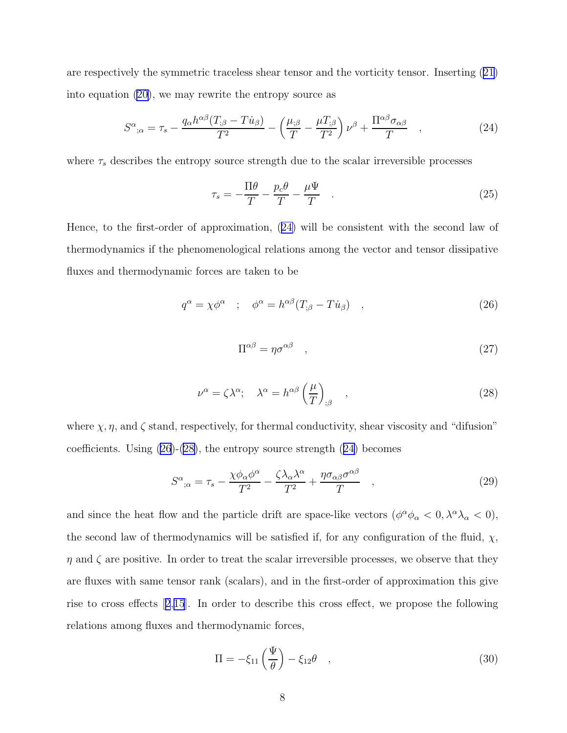are respectively the symmetric traceless shear tensor and the vorticity tensor. Inserting (21) into equation (20), we may rewrite the entropy source as

$$S^{\alpha}{}_{;\alpha} = \tau_s - \frac{q_\alpha h^{\alpha\beta}(T_{;\beta} - T\dot{u}_\beta)}{T^2} - \left(\frac{\mu_{;\beta}}{T} - \frac{\mu T_{;\beta}}{T^2}\right)\nu^\beta + \frac{\Pi^{\alpha\beta}\sigma_{\alpha\beta}}{T} \quad , \tag{24}$$

where $\tau_s$ describes the entropy source strength due to the scalar irreversible processes

$$\tau_s = -\frac{\Pi\theta}{T} - \frac{p_c\theta}{T} - \frac{\mu\Psi}{T} \quad . \tag{25}$$

Hence, to the first-order of approximation, (24) will be consistent with the second law of thermodynamics if the phenomenological relations among the vector and tensor dissipative fluxes and thermodynamic forces are taken to be

$$q^\alpha = \chi\phi^\alpha \quad ; \quad \phi^\alpha = h^{\alpha\beta}(T_{;\beta} - T\dot{u}_\beta) \quad , \tag{26}$$

$$\Pi^{\alpha\beta} = \eta\sigma^{\alpha\beta} \quad , \tag{27}$$

$$\nu^\alpha = \zeta\lambda^\alpha; \quad \lambda^\alpha = h^{\alpha\beta}\left(\frac{\mu}{T}\right)_{;\beta} \quad , \tag{28}$$

where $\chi, \eta$, and $\zeta$ stand, respectively, for thermal conductivity, shear viscosity and "difusion" coefficients. Using (26)-(28), the entropy source strength (24) becomes

$$S^{\alpha}{}_{;\alpha} = \tau_s - \frac{\chi\phi_\alpha\phi^\alpha}{T^2} - \frac{\zeta\lambda_\alpha\lambda^\alpha}{T^2} + \frac{\eta\sigma_{\alpha\beta}\sigma^{\alpha\beta}}{T} \quad , \tag{29}$$

and since the heat flow and the particle drift are space-like vectors ($\phi^\alpha\phi_\alpha < 0, \lambda^\alpha\lambda_\alpha < 0$), the second law of thermodynamics will be satisfied if, for any configuration of the fluid, $\chi$, $\eta$ and $\zeta$ are positive. In order to treat the scalar irreversible processes, we observe that they are fluxes with same tensor rank (scalars), and in the first-order of approximation this give rise to cross effects [2,15]. In order to describe this cross effect, we propose the following relations among fluxes and thermodynamic forces,

$$\Pi = -\xi_{11}\left(\frac{\Psi}{\theta}\right) - \xi_{12}\theta \quad , \tag{30}$$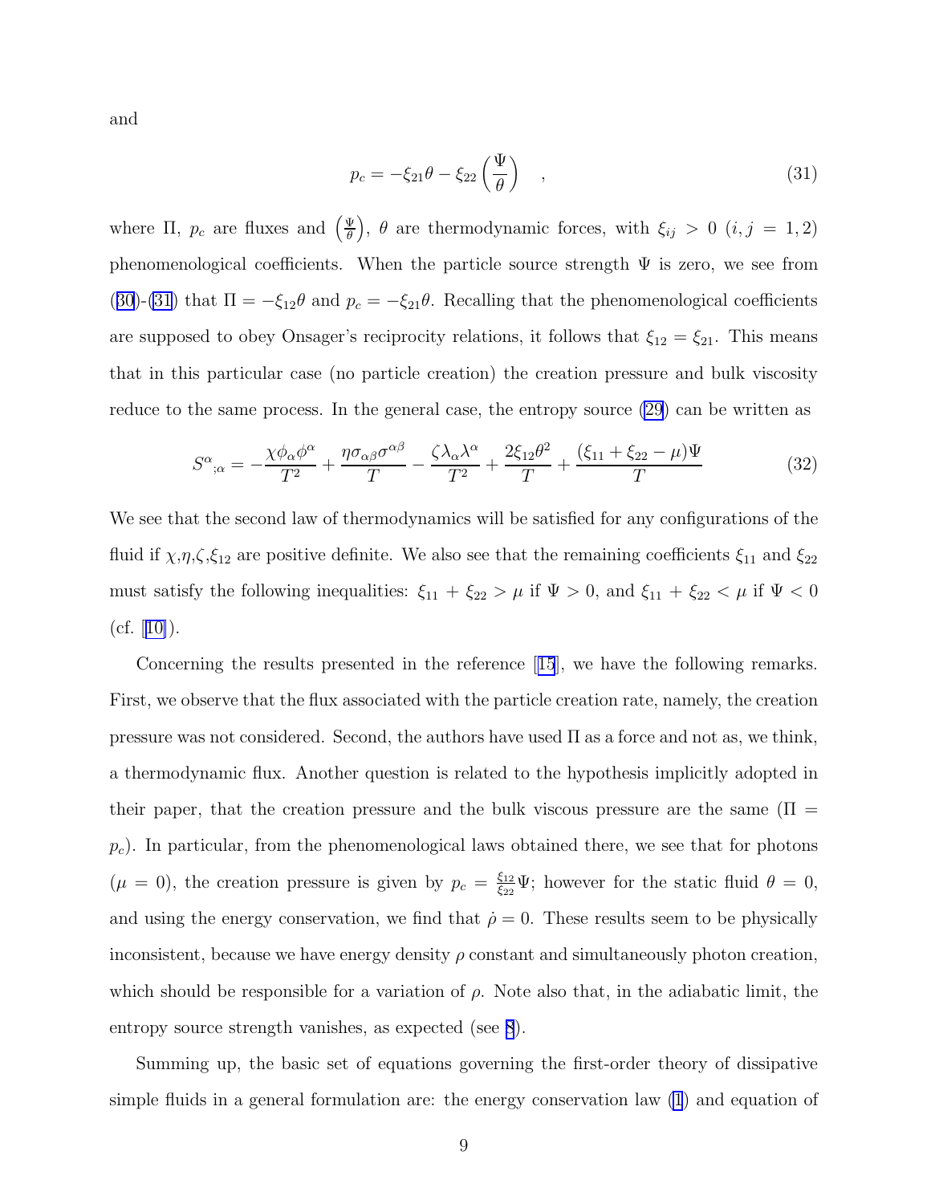and

$$p_c = -\xi_{21}\theta - \xi_{22}\left(\frac{\Psi}{\theta}\right) \quad , \tag{31}$$

where $\Pi$, $p_c$ are fluxes and $\left(\frac{\Psi}{\theta}\right)$, $\theta$ are thermodynamic forces, with $\xi_{ij} > 0$ $(i, j = 1, 2)$ phenomenological coefficients. When the particle source strength $\Psi$ is zero, we see from (30)-(31) that $\Pi = -\xi_{12}\theta$ and $p_c = -\xi_{21}\theta$. Recalling that the phenomenological coefficients are supposed to obey Onsager's reciprocity relations, it follows that $\xi_{12} = \xi_{21}$. This means that in this particular case (no particle creation) the creation pressure and bulk viscosity reduce to the same process. In the general case, the entropy source (29) can be written as

$$S^{\alpha}{}_{;\alpha} = -\frac{\chi\phi_{\alpha}\phi^{\alpha}}{T^2} + \frac{\eta\sigma_{\alpha\beta}\sigma^{\alpha\beta}}{T} - \frac{\zeta\lambda_{\alpha}\lambda^{\alpha}}{T^2} + \frac{2\xi_{12}\theta^2}{T} + \frac{(\xi_{11} + \xi_{22} - \mu)\Psi}{T} \tag{32}$$

We see that the second law of thermodynamics will be satisfied for any configurations of the fluid if $\chi$,$\eta$,$\zeta$,$\xi_{12}$ are positive definite. We also see that the remaining coefficients $\xi_{11}$ and $\xi_{22}$ must satisfy the following inequalities: $\xi_{11} + \xi_{22} > \mu$ if $\Psi > 0$, and $\xi_{11} + \xi_{22} < \mu$ if $\Psi < 0$ (cf. [10]).

Concerning the results presented in the reference [15], we have the following remarks. First, we observe that the flux associated with the particle creation rate, namely, the creation pressure was not considered. Second, the authors have used $\Pi$ as a force and not as, we think, a thermodynamic flux. Another question is related to the hypothesis implicitly adopted in their paper, that the creation pressure and the bulk viscous pressure are the same ($\Pi = p_c$). In particular, from the phenomenological laws obtained there, we see that for photons ($\mu = 0$), the creation pressure is given by $p_c = \frac{\xi_{12}}{\xi_{22}}\Psi$; however for the static fluid $\theta = 0$, and using the energy conservation, we find that $\dot{\rho} = 0$. These results seem to be physically inconsistent, because we have energy density $\rho$ constant and simultaneously photon creation, which should be responsible for a variation of $\rho$. Note also that, in the adiabatic limit, the entropy source strength vanishes, as expected (see 8).

Summing up, the basic set of equations governing the first-order theory of dissipative simple fluids in a general formulation are: the energy conservation law (1) and equation of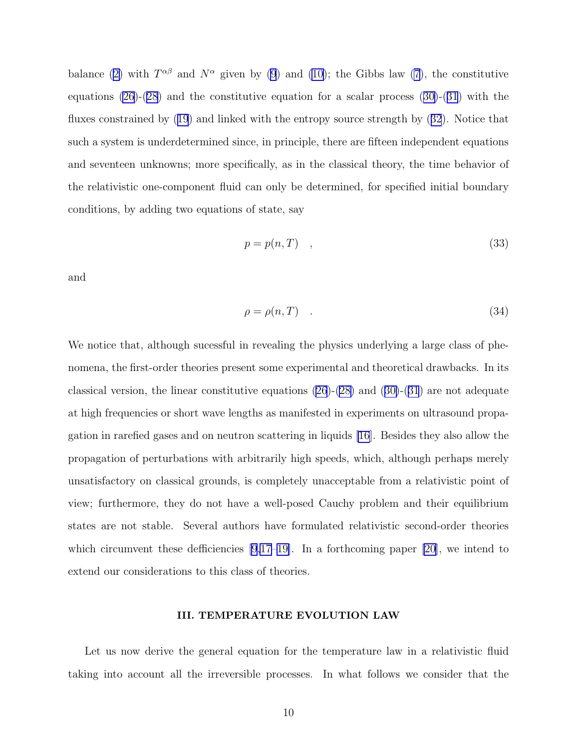balance (2) with $T^{\alpha\beta}$ and $N^{\alpha}$ given by (9) and (10); the Gibbs law (7), the constitutive equations (26)-(28) and the constitutive equation for a scalar process (30)-(31) with the fluxes constrained by (19) and linked with the entropy source strength by (32). Notice that such a system is underdetermined since, in principle, there are fifteen independent equations and seventeen unknowns; more specifically, as in the classical theory, the time behavior of the relativistic one-component fluid can only be determined, for specified initial boundary conditions, by adding two equations of state, say

$$p = p(n, T) \quad , \tag{33}$$

and

$$\rho = \rho(n, T) \quad . \tag{34}$$

We notice that, although sucessful in revealing the physics underlying a large class of phenomena, the first-order theories present some experimental and theoretical drawbacks. In its classical version, the linear constitutive equations (26)-(28) and (30)-(31) are not adequate at high frequencies or short wave lengths as manifested in experiments on ultrasound propagation in rarefied gases and on neutron scattering in liquids [16]. Besides they also allow the propagation of perturbations with arbitrarily high speeds, which, although perhaps merely unsatisfactory on classical grounds, is completely unacceptable from a relativistic point of view; furthermore, they do not have a well-posed Cauchy problem and their equilibrium states are not stable. Several authors have formulated relativistic second-order theories which circumvent these defficiencies [9,17–19]. In a forthcoming paper [20], we intend to extend our considerations to this class of theories.

## III. TEMPERATURE EVOLUTION LAW

Let us now derive the general equation for the temperature law in a relativistic fluid taking into account all the irreversible processes. In what follows we consider that the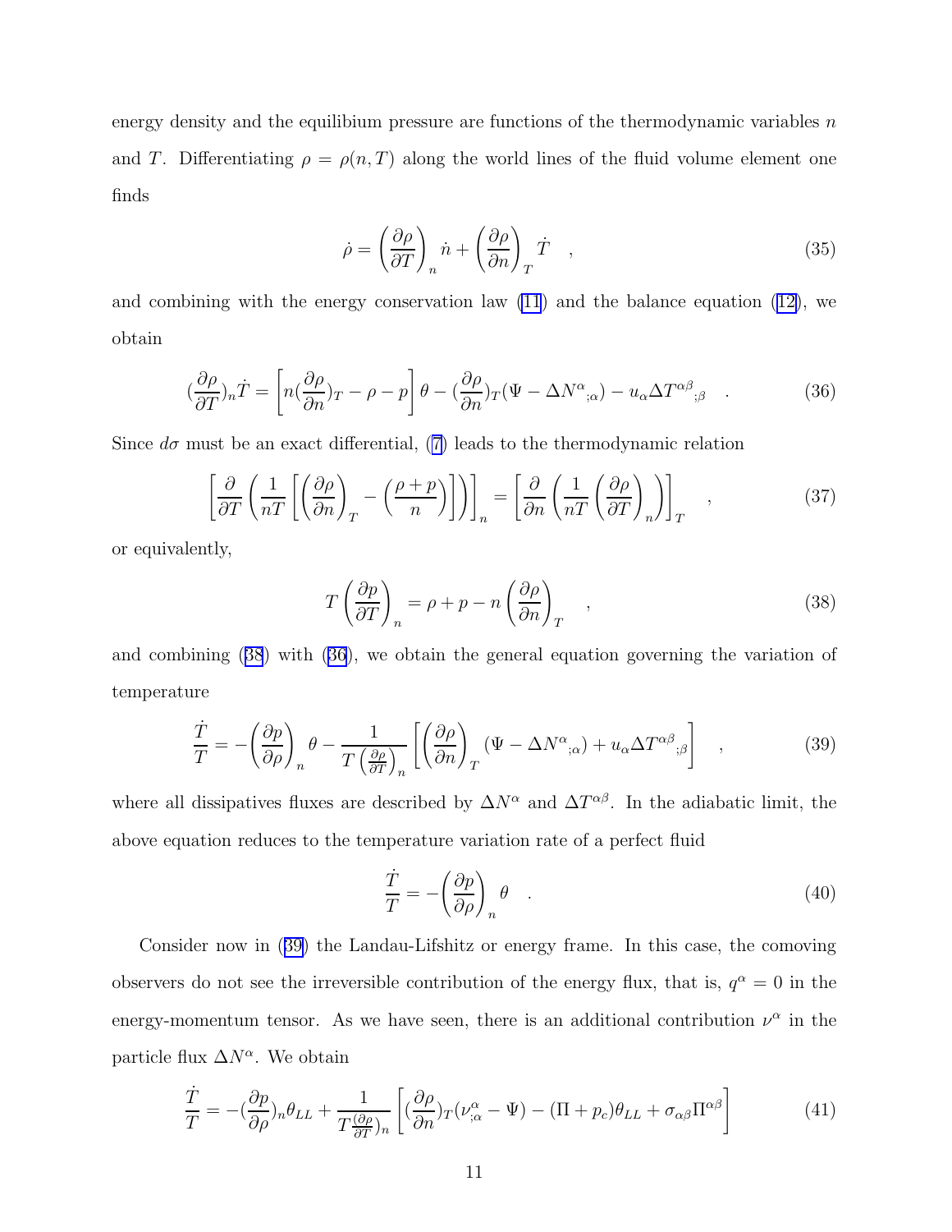energy density and the equilibium pressure are functions of the thermodynamic variables $n$ and $T$. Differentiating $\rho = \rho(n, T)$ along the world lines of the fluid volume element one finds

$$
\dot{\rho} = \left(\frac{\partial \rho}{\partial T}\right)_n \dot{n} + \left(\frac{\partial \rho}{\partial n}\right)_T \dot{T} \quad , \tag{35}
$$

and combining with the energy conservation law (11) and the balance equation (12), we obtain

$$
(\frac{\partial \rho}{\partial T})_n \dot{T} = \left[ n(\frac{\partial \rho}{\partial n})_T - \rho - p \right] \theta - (\frac{\partial \rho}{\partial n})_T (\Psi - \Delta N^{\alpha}{}_{;\alpha}) - u_{\alpha} \Delta T^{\alpha\beta}{}_{;\beta} \quad . \tag{36}
$$

Since $d\sigma$ must be an exact differential, (7) leads to the thermodynamic relation

$$
\left[\frac{\partial}{\partial T}\left(\frac{1}{nT}\left[\left(\frac{\partial \rho}{\partial n}\right)_T - \left(\frac{\rho + p}{n}\right)\right]\right)\right]_n = \left[\frac{\partial}{\partial n}\left(\frac{1}{nT}\left(\frac{\partial \rho}{\partial T}\right)_n\right)\right]_T \quad , \tag{37}
$$

or equivalently,

$$
T\left(\frac{\partial p}{\partial T}\right)_n = \rho + p - n\left(\frac{\partial \rho}{\partial n}\right)_T \quad , \tag{38}
$$

and combining (38) with (36), we obtain the general equation governing the variation of temperature

$$
\frac{\dot{T}}{T} = -\left(\frac{\partial p}{\partial \rho}\right)_n \theta - \frac{1}{T\left(\frac{\partial \rho}{\partial T}\right)_n}\left[\left(\frac{\partial \rho}{\partial n}\right)_T (\Psi - \Delta N^{\alpha}{}_{;\alpha}) + u_{\alpha} \Delta T^{\alpha\beta}{}_{;\beta}\right] \quad , \tag{39}
$$

where all dissipatives fluxes are described by $\Delta N^{\alpha}$ and $\Delta T^{\alpha\beta}$. In the adiabatic limit, the above equation reduces to the temperature variation rate of a perfect fluid

$$
\frac{\dot{T}}{T} = -\left(\frac{\partial p}{\partial \rho}\right)_n \theta \quad . \tag{40}
$$

Consider now in (39) the Landau-Lifshitz or energy frame. In this case, the comoving observers do not see the irreversible contribution of the energy flux, that is, $q^{\alpha} = 0$ in the energy-momentum tensor. As we have seen, there is an additional contribution $\nu^{\alpha}$ in the particle flux $\Delta N^{\alpha}$. We obtain

$$
\frac{\dot{T}}{T} = -(\frac{\partial p}{\partial \rho})_n \theta_{LL} + \frac{1}{T(\frac{\partial \rho}{\partial T})_n}\left[(\frac{\partial \rho}{\partial n})_T(\nu^{\alpha}_{;\alpha} - \Psi) - (\Pi + p_c)\theta_{LL} + \sigma_{\alpha\beta}\Pi^{\alpha\beta}\right] \tag{41}
$$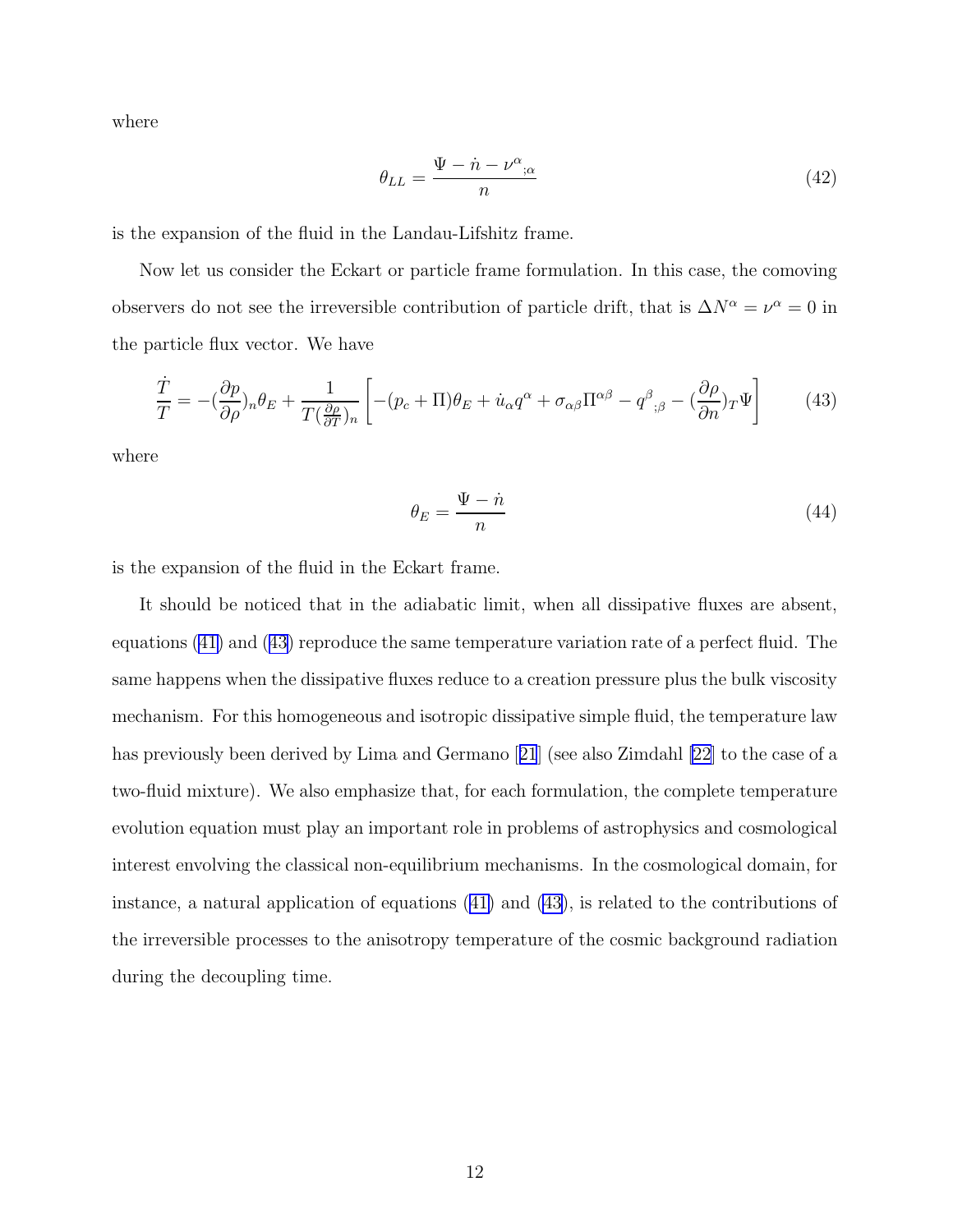where

$$\theta_{LL} = \frac{\Psi - \dot{n} - \nu^{\alpha}{}_{;\alpha}}{n} \tag{42}$$

is the expansion of the fluid in the Landau-Lifshitz frame.

Now let us consider the Eckart or particle frame formulation. In this case, the comoving observers do not see the irreversible contribution of particle drift, that is $\Delta N^{\alpha} = \nu^{\alpha} = 0$ in the particle flux vector. We have

$$\frac{\dot{T}}{T} = -(\frac{\partial p}{\partial \rho})_n \theta_E + \frac{1}{T(\frac{\partial \rho}{\partial T})_n}\left[-(p_c + \Pi)\theta_E + \dot{u}_{\alpha} q^{\alpha} + \sigma_{\alpha\beta}\Pi^{\alpha\beta} - q^{\beta}{}_{;\beta} - (\frac{\partial \rho}{\partial n})_T \Psi\right] \tag{43}$$

where

$$\theta_E = \frac{\Psi - \dot{n}}{n} \tag{44}$$

is the expansion of the fluid in the Eckart frame.

It should be noticed that in the adiabatic limit, when all dissipative fluxes are absent, equations (41) and (43) reproduce the same temperature variation rate of a perfect fluid. The same happens when the dissipative fluxes reduce to a creation pressure plus the bulk viscosity mechanism. For this homogeneous and isotropic dissipative simple fluid, the temperature law has previously been derived by Lima and Germano [21] (see also Zimdahl [22] to the case of a two-fluid mixture). We also emphasize that, for each formulation, the complete temperature evolution equation must play an important role in problems of astrophysics and cosmological interest envolving the classical non-equilibrium mechanisms. In the cosmological domain, for instance, a natural application of equations (41) and (43), is related to the contributions of the irreversible processes to the anisotropy temperature of the cosmic background radiation during the decoupling time.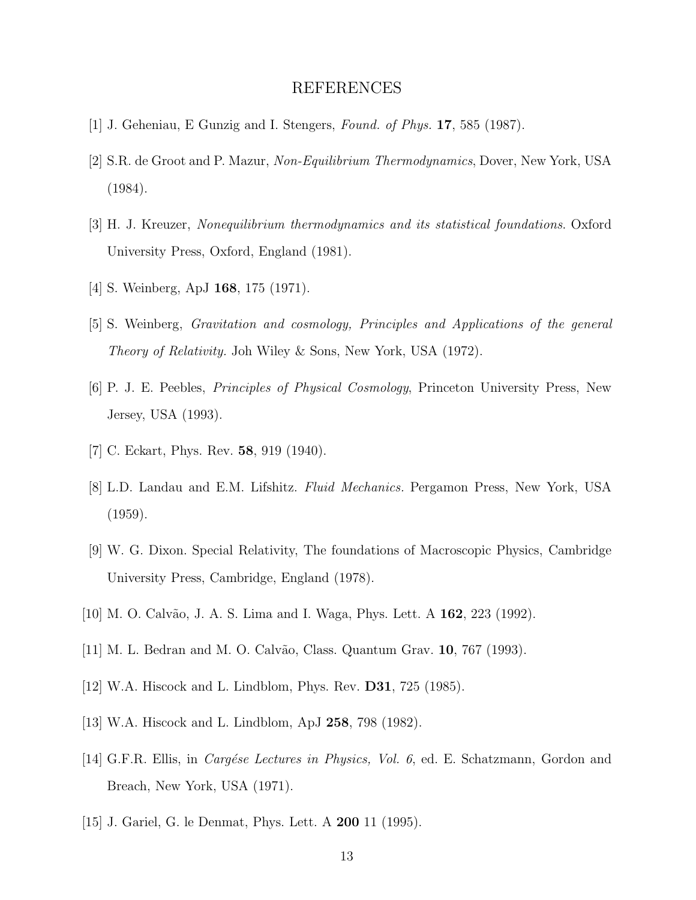# REFERENCES

[1] J. Geheniau, E Gunzig and I. Stengers, *Found. of Phys.* **17**, 585 (1987).

[2] S.R. de Groot and P. Mazur, *Non-Equilibrium Thermodynamics*, Dover, New York, USA (1984).

[3] H. J. Kreuzer, *Nonequilibrium thermodynamics and its statistical foundations*. Oxford University Press, Oxford, England (1981).

[4] S. Weinberg, ApJ **168**, 175 (1971).

[5] S. Weinberg, *Gravitation and cosmology, Principles and Applications of the general Theory of Relativity*. Joh Wiley & Sons, New York, USA (1972).

[6] P. J. E. Peebles, *Principles of Physical Cosmology*, Princeton University Press, New Jersey, USA (1993).

[7] C. Eckart, Phys. Rev. **58**, 919 (1940).

[8] L.D. Landau and E.M. Lifshitz. *Fluid Mechanics.* Pergamon Press, New York, USA (1959).

[9] W. G. Dixon. Special Relativity, The foundations of Macroscopic Physics, Cambridge University Press, Cambridge, England (1978).

[10] M. O. Calvão, J. A. S. Lima and I. Waga, Phys. Lett. A **162**, 223 (1992).

[11] M. L. Bedran and M. O. Calvão, Class. Quantum Grav. **10**, 767 (1993).

[12] W.A. Hiscock and L. Lindblom, Phys. Rev. **D31**, 725 (1985).

[13] W.A. Hiscock and L. Lindblom, ApJ **258**, 798 (1982).

[14] G.F.R. Ellis, in *Cargése Lectures in Physics, Vol. 6*, ed. E. Schatzmann, Gordon and Breach, New York, USA (1971).

[15] J. Gariel, G. le Denmat, Phys. Lett. A **200** 11 (1995).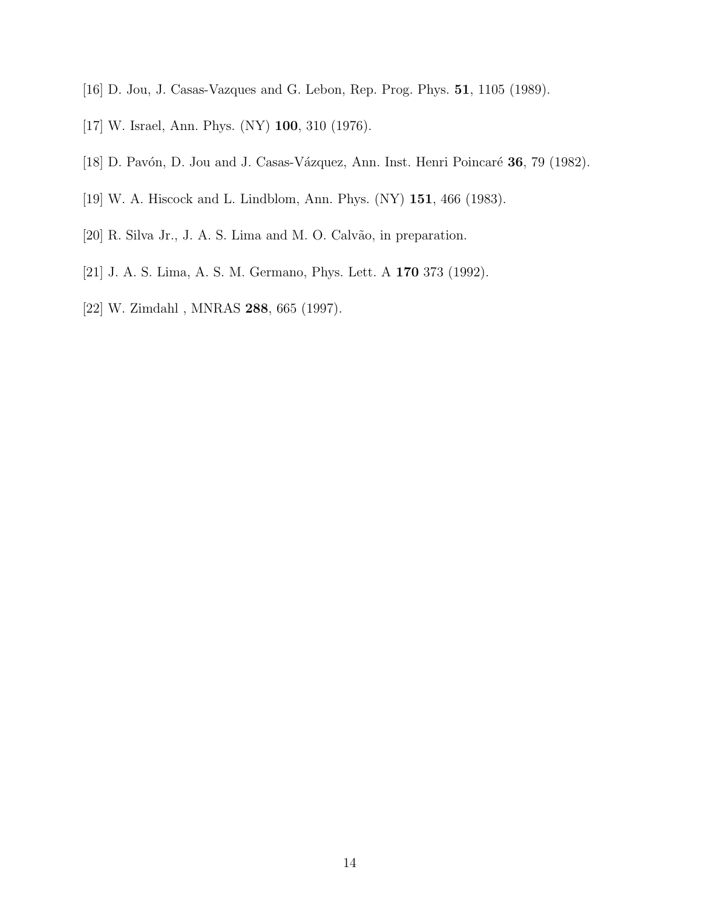[16] D. Jou, J. Casas-Vazques and G. Lebon, Rep. Prog. Phys. **51**, 1105 (1989).

[17] W. Israel, Ann. Phys. (NY) **100**, 310 (1976).

[18] D. Pavón, D. Jou and J. Casas-Vázquez, Ann. Inst. Henri Poincaré **36**, 79 (1982).

[19] W. A. Hiscock and L. Lindblom, Ann. Phys. (NY) **151**, 466 (1983).

[20] R. Silva Jr., J. A. S. Lima and M. O. Calvão, in preparation.

[21] J. A. S. Lima, A. S. M. Germano, Phys. Lett. A **170** 373 (1992).

[22] W. Zimdahl , MNRAS **288**, 665 (1997).